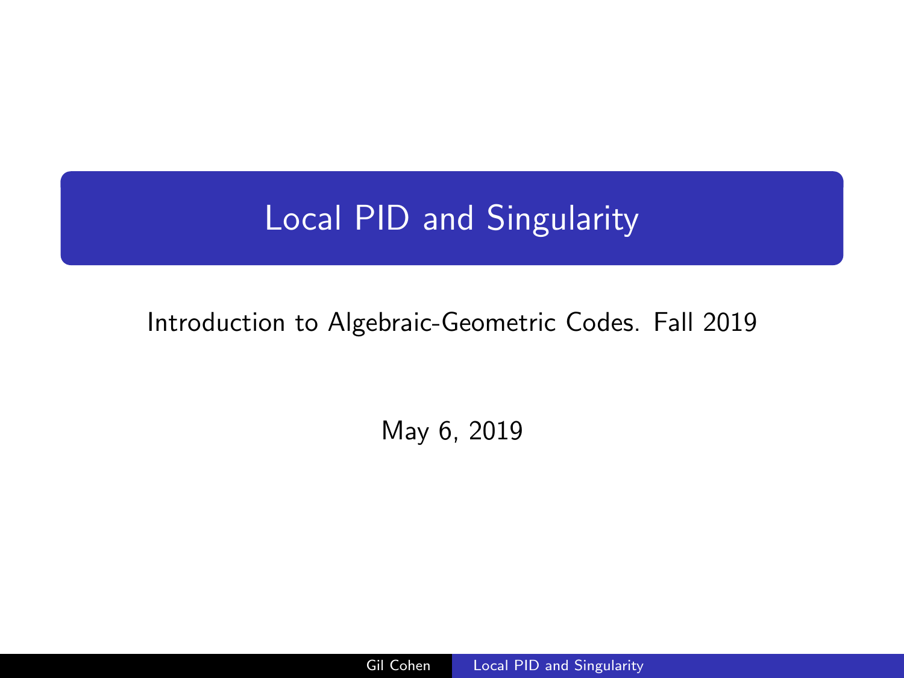# Local PID and Singularity

Introduction to Algebraic-Geometric Codes. Fall 2019

May 6, 2019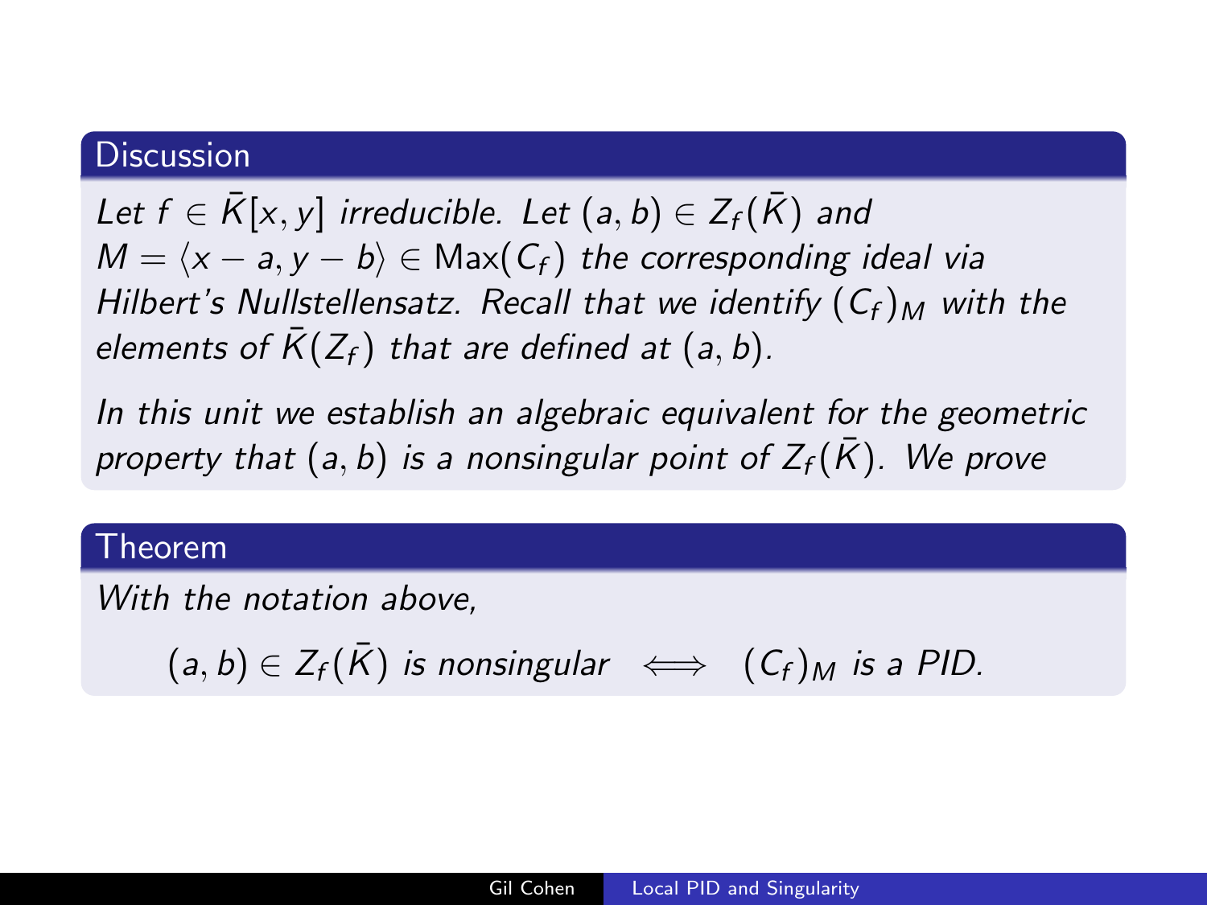## Discussion

*Let $f \in \bar{K}[x, y]$ irreducible. Let $(a, b) \in Z_f(\bar{K})$ and $M = \langle x - a, y - b \rangle \in \mathrm{Max}(C_f)$ the corresponding ideal via Hilbert's Nullstellensatz. Recall that we identify $(C_f)_M$ with the elements of $\bar{K}(Z_f)$ that are defined at $(a, b)$.*

*In this unit we establish an algebraic equivalent for the geometric property that $(a, b)$ is a nonsingular point of $Z_f(\bar{K})$. We prove*

## Theorem

*With the notation above,*

$$(a, b) \in Z_f(\bar{K}) \text{ is nonsingular} \iff (C_f)_M \text{ is a PID.}$$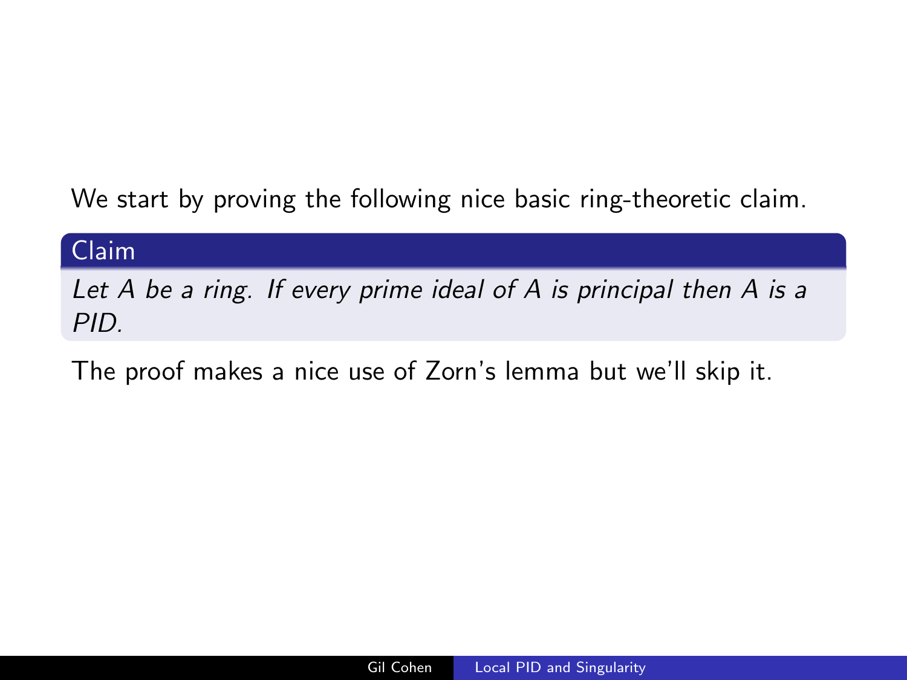We start by proving the following nice basic ring-theoretic claim.

**Claim**

*Let $A$ be a ring. If every prime ideal of $A$ is principal then $A$ is a PID.*

The proof makes a nice use of Zorn's lemma but we'll skip it.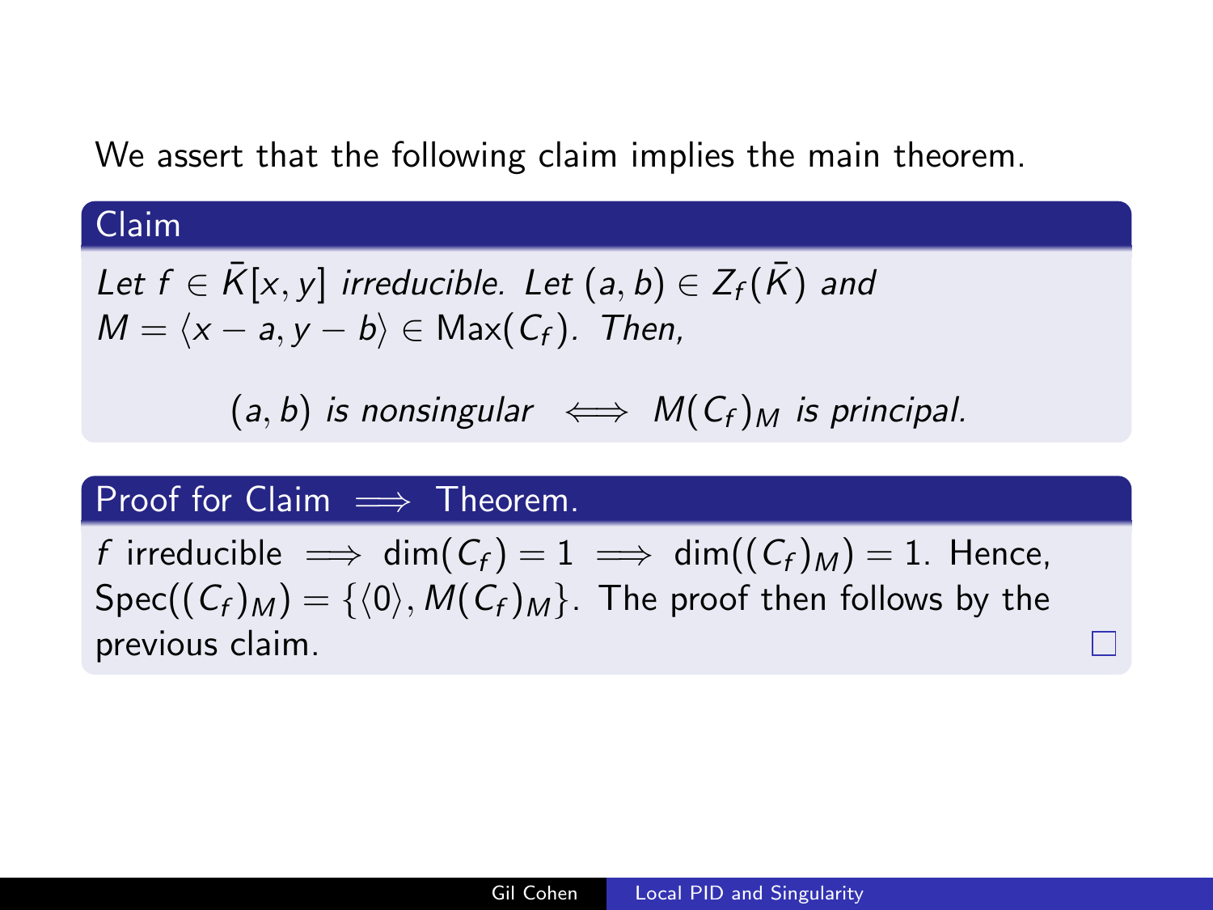We assert that the following claim implies the main theorem.

**Claim**

*Let $f \in \bar{K}[x, y]$ irreducible. Let $(a, b) \in Z_f(\bar{K})$ and $M = \langle x - a, y - b \rangle \in \mathrm{Max}(C_f)$. Then,*

$$(a, b) \text{ is nonsingular} \iff M(C_f)_M \text{ is principal.}$$

**Proof for Claim $\implies$ Theorem.**

$f$ irreducible $\implies \dim(C_f) = 1 \implies \dim((C_f)_M) = 1$. Hence, $\mathrm{Spec}((C_f)_M) = \{\langle 0 \rangle, M(C_f)_M\}$. The proof then follows by the previous claim. □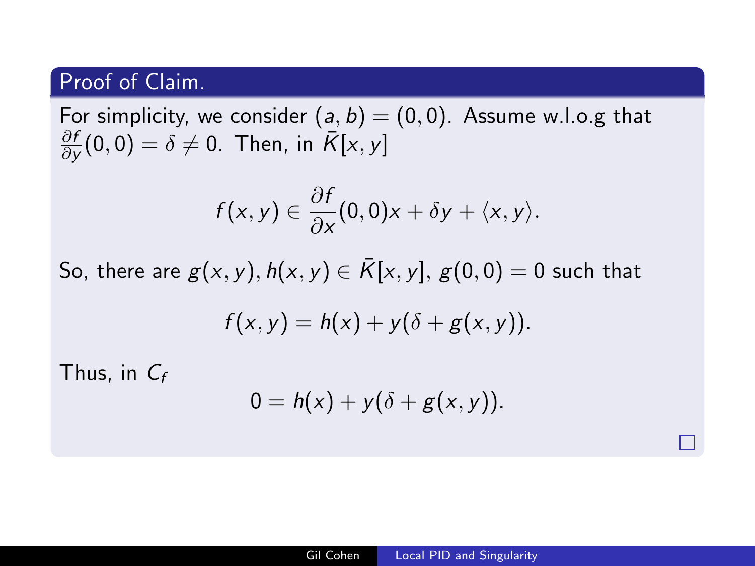**Proof of Claim.**

For simplicity, we consider $(a, b) = (0, 0)$. Assume w.l.o.g that $\frac{\partial f}{\partial y}(0,0) = \delta \neq 0$. Then, in $\bar{K}[x, y]$

$$f(x,y) \in \frac{\partial f}{\partial x}(0,0)x + \delta y + \langle x, y \rangle.$$

So, there are $g(x, y), h(x, y) \in \bar{K}[x, y]$, $g(0, 0) = 0$ such that

$$f(x,y) = h(x) + y(\delta + g(x,y)).$$

Thus, in $C_f$

$$0 = h(x) + y(\delta + g(x,y)).$$

□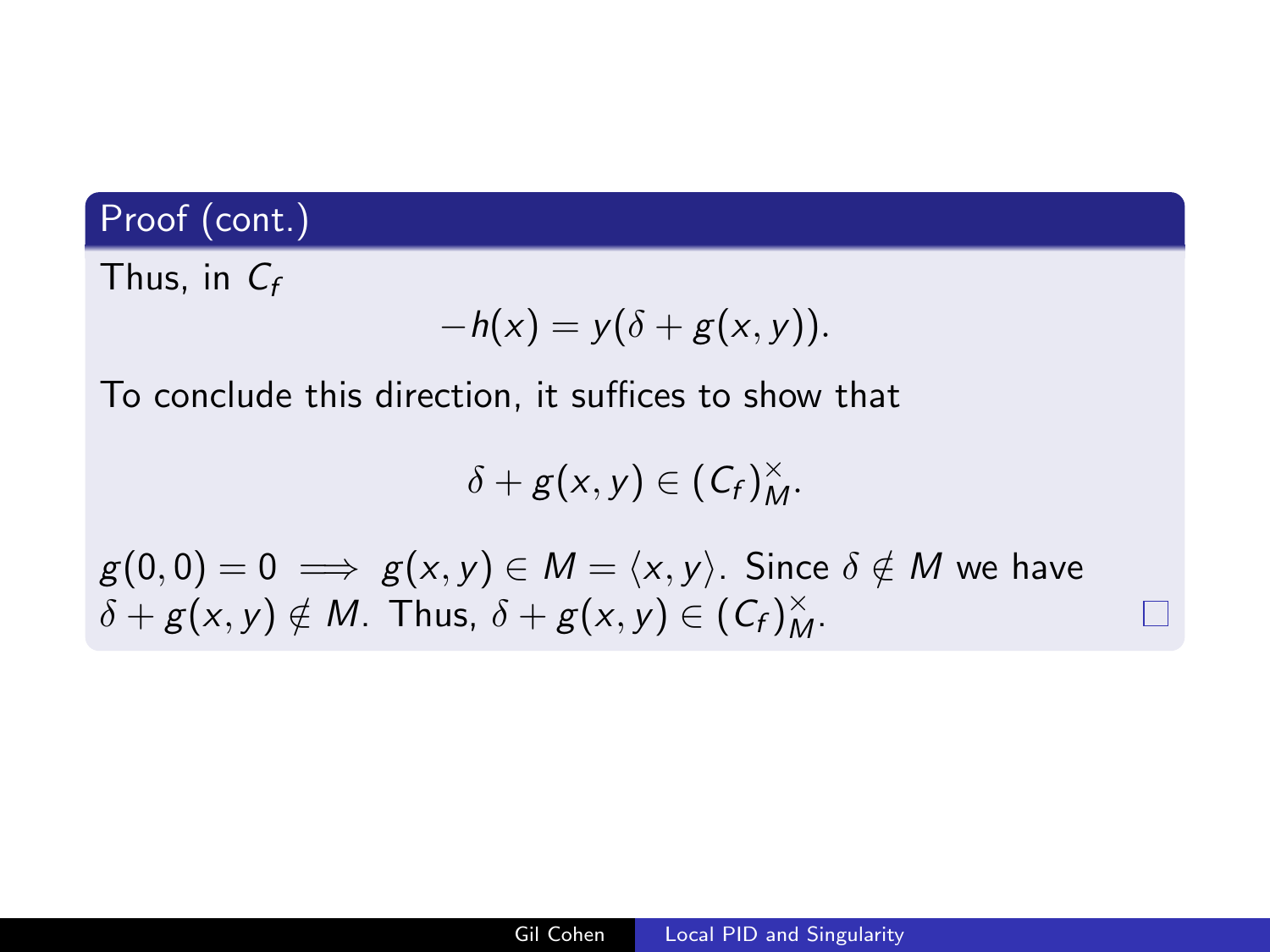## Proof (cont.)

Thus, in $C_f$

$$-h(x) = y(\delta + g(x,y)).$$

To conclude this direction, it suffices to show that

$$\delta + g(x,y) \in (C_f)^{\times}_M.$$

$g(0,0) = 0 \implies g(x,y) \in M = \langle x, y \rangle$. Since $\delta \notin M$ we have $\delta + g(x,y) \notin M$. Thus, $\delta + g(x,y) \in (C_f)^{\times}_M$. □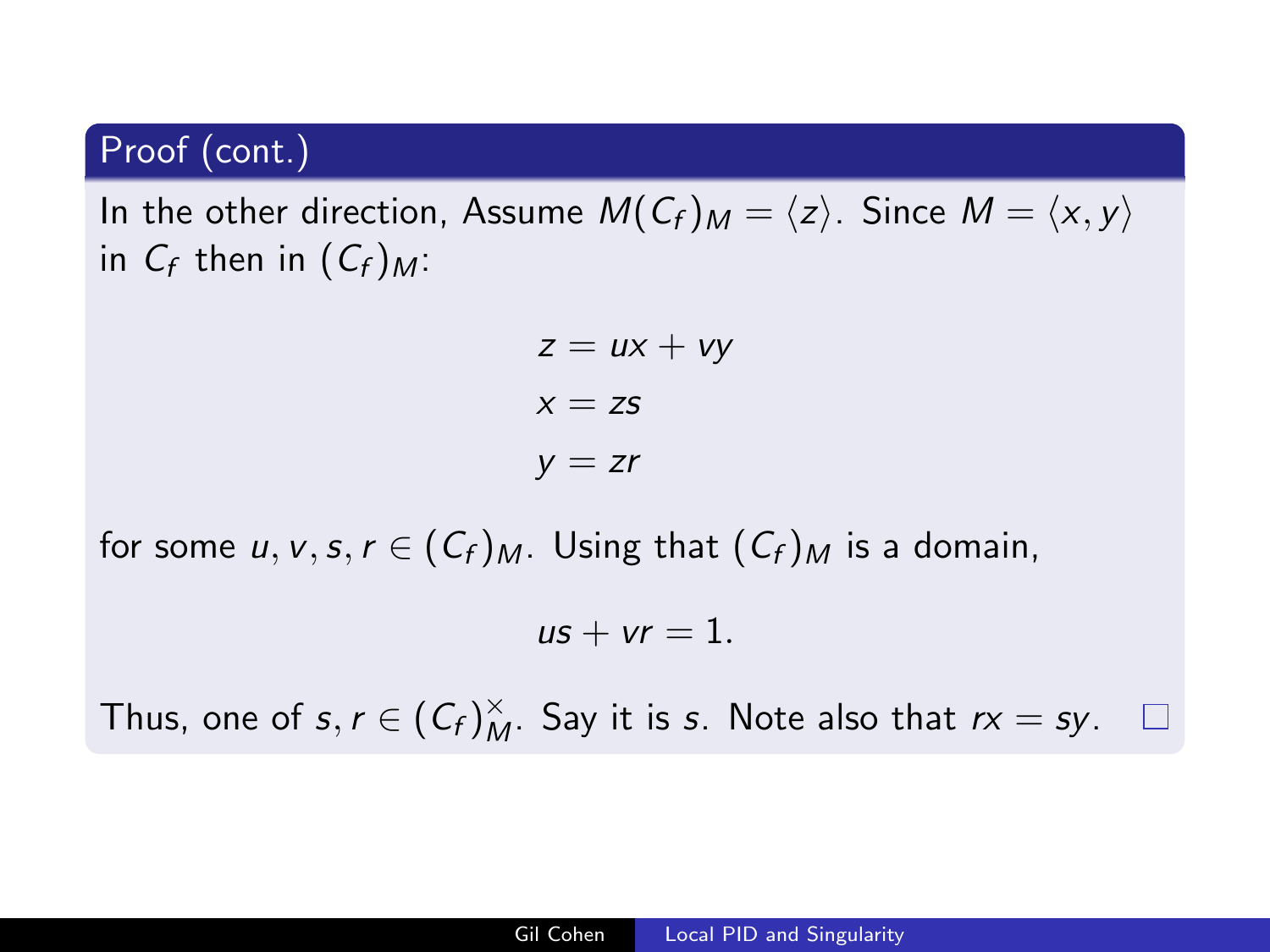### Proof (cont.)

In the other direction, Assume $M(C_f)_M = \langle z \rangle$. Since $M = \langle x, y \rangle$ in $C_f$ then in $(C_f)_M$:

$$z = ux + vy$$
$$x = zs$$
$$y = zr$$

for some $u, v, s, r \in (C_f)_M$. Using that $(C_f)_M$ is a domain,

$$us + vr = 1.$$

Thus, one of $s, r \in (C_f)_M^\times$. Say it is $s$. Note also that $rx = sy$. □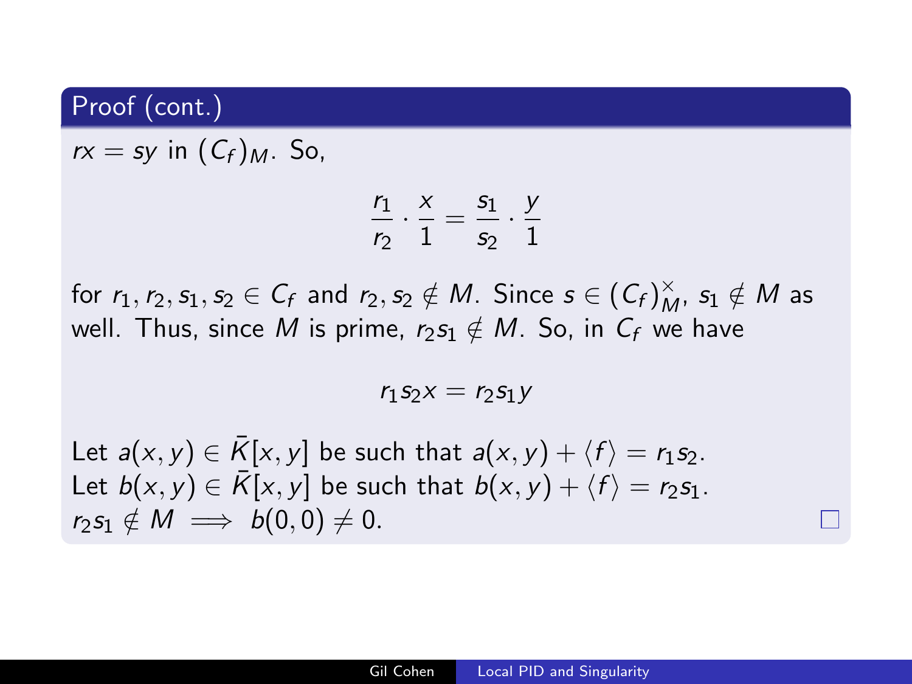**Proof (cont.)**

$rx = sy$ in $(C_f)_M$. So,

$$\frac{r_1}{r_2} \cdot \frac{x}{1} = \frac{s_1}{s_2} \cdot \frac{y}{1}$$

for $r_1, r_2, s_1, s_2 \in C_f$ and $r_2, s_2 \notin M$. Since $s \in (C_f)_M^\times$, $s_1 \notin M$ as well. Thus, since $M$ is prime, $r_2 s_1 \notin M$. So, in $C_f$ we have

$$r_1 s_2 x = r_2 s_1 y$$

Let $a(x, y) \in \bar{K}[x, y]$ be such that $a(x, y) + \langle f \rangle = r_1 s_2$.
Let $b(x, y) \in \bar{K}[x, y]$ be such that $b(x, y) + \langle f \rangle = r_2 s_1$.
$r_2 s_1 \notin M \implies b(0, 0) \neq 0$. □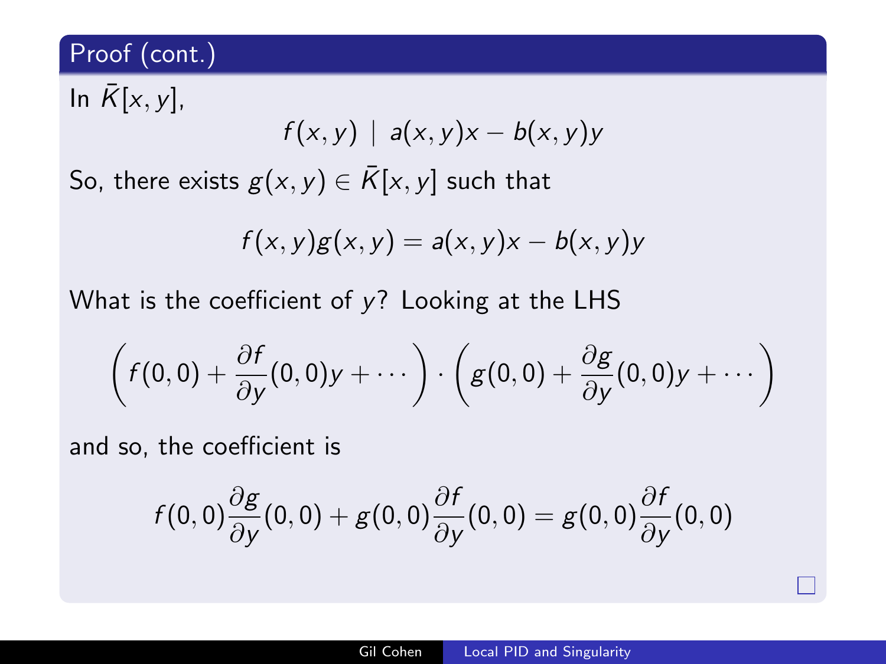## Proof (cont.)

In $\bar{K}[x, y]$,

$$f(x, y) \mid a(x, y)x - b(x, y)y$$

So, there exists $g(x, y) \in \bar{K}[x, y]$ such that

$$f(x, y)g(x, y) = a(x, y)x - b(x, y)y$$

What is the coefficient of $y$? Looking at the LHS

$$\left(f(0,0) + \frac{\partial f}{\partial y}(0,0)y + \cdots\right) \cdot \left(g(0,0) + \frac{\partial g}{\partial y}(0,0)y + \cdots\right)$$

and so, the coefficient is

$$f(0,0)\frac{\partial g}{\partial y}(0,0) + g(0,0)\frac{\partial f}{\partial y}(0,0) = g(0,0)\frac{\partial f}{\partial y}(0,0)$$

□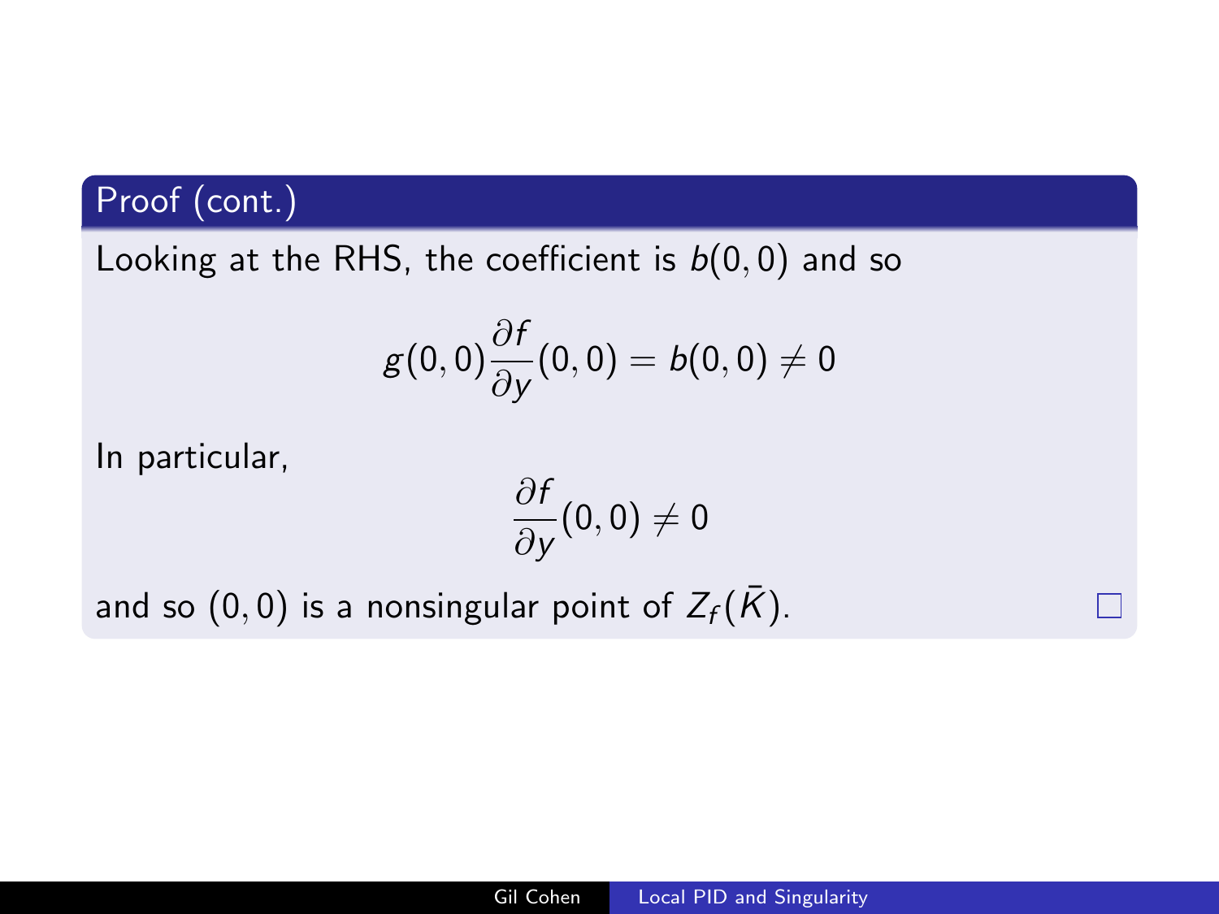### Proof (cont.)

Looking at the RHS, the coefficient is $b(0,0)$ and so

$$g(0,0)\frac{\partial f}{\partial y}(0,0) = b(0,0) \neq 0$$

In particular,

$$\frac{\partial f}{\partial y}(0,0) \neq 0$$

and so $(0,0)$ is a nonsingular point of $Z_f(\bar{K})$. □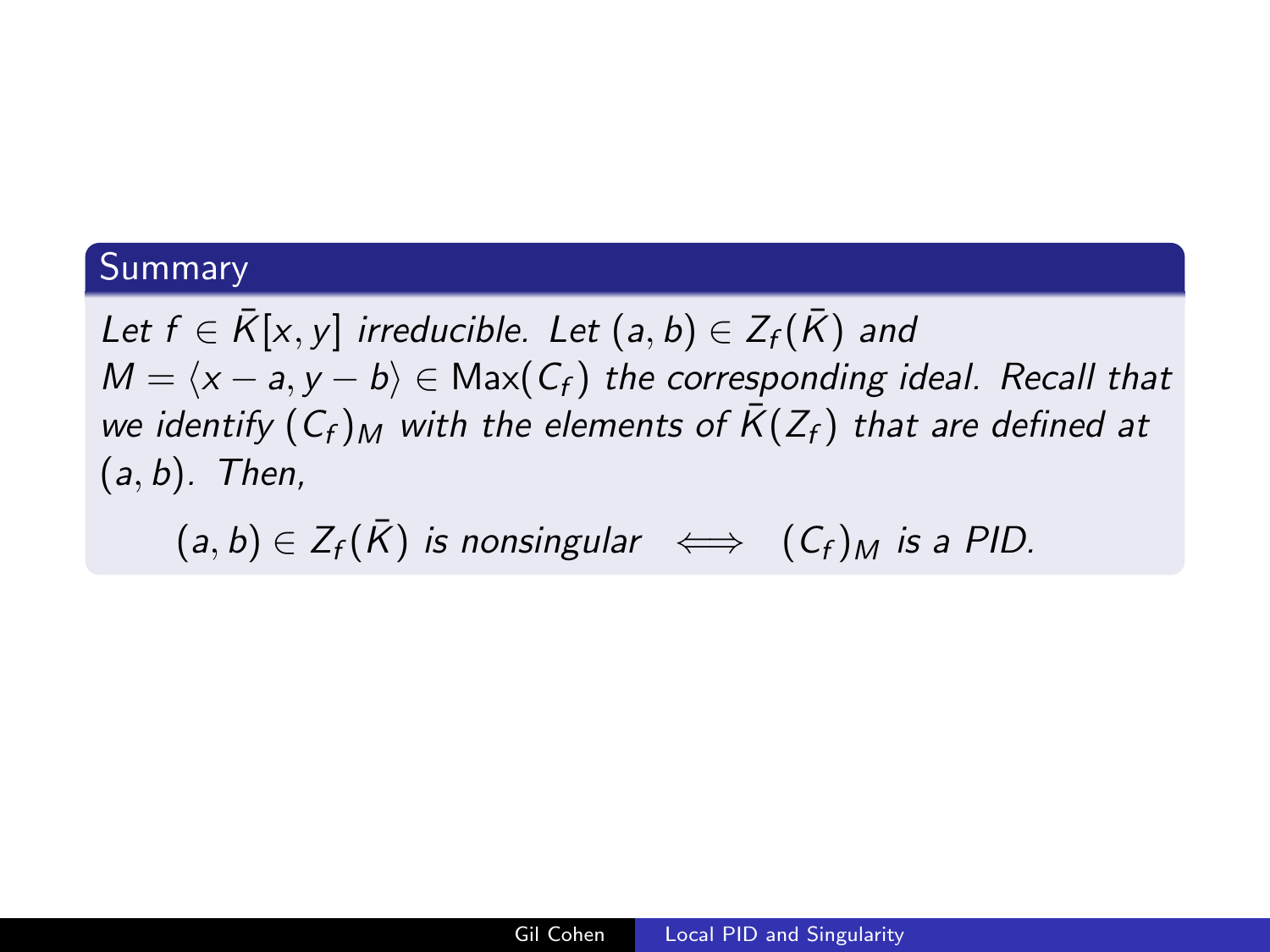### Summary

*Let $f \in \bar{K}[x, y]$ irreducible. Let $(a, b) \in Z_f(\bar{K})$ and $M = \langle x - a, y - b \rangle \in \mathrm{Max}(C_f)$ the corresponding ideal. Recall that we identify $(C_f)_M$ with the elements of $\bar{K}(Z_f)$ that are defined at $(a, b)$. Then,*

$$(a, b) \in Z_f(\bar{K}) \text{ is nonsingular} \iff (C_f)_M \text{ is a PID.}$$